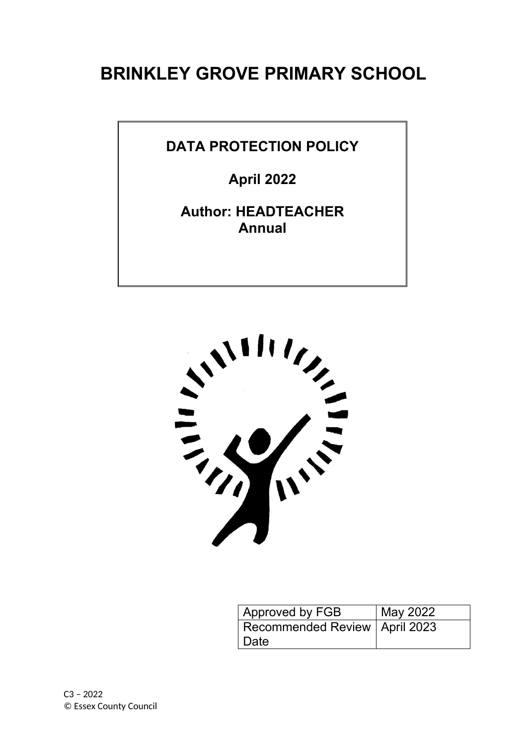# BRINKLEY GROVE PRIMARY SCHOOL

**DATA PROTECTION POLICY**

**April 2022**

**Author: HEADTEACHER**
**Annual**

| Approved by FGB | May 2022 |
|---|---|
| Recommended Review Date | April 2023 |

C3 – 2022
© Essex County Council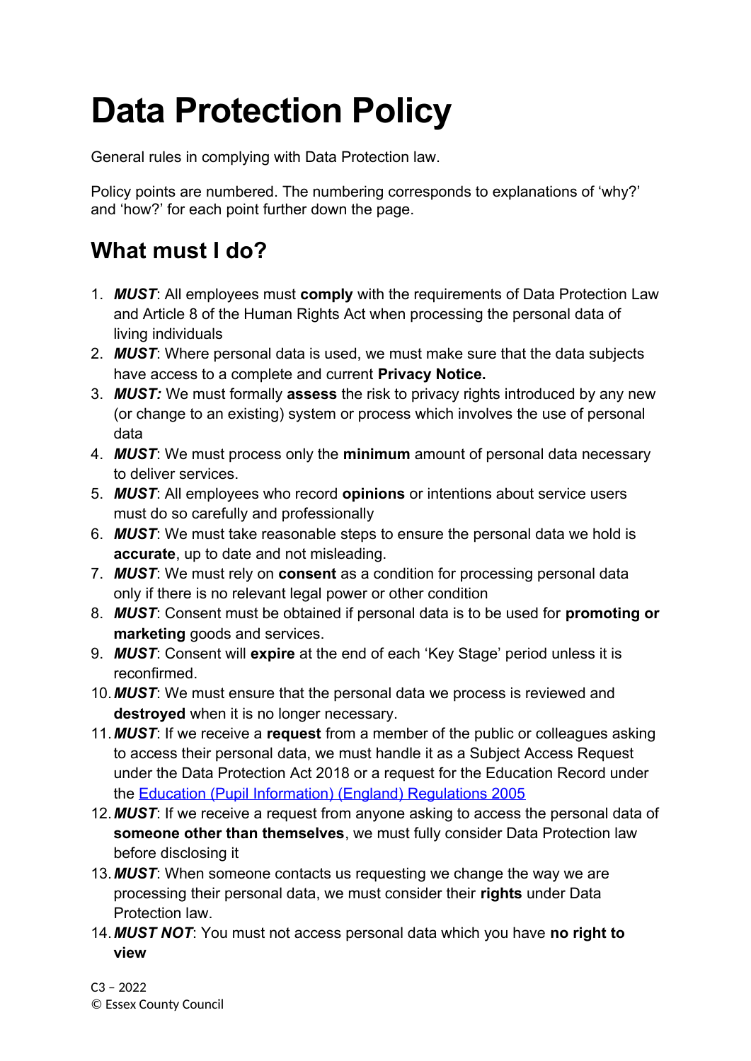# Data Protection Policy

General rules in complying with Data Protection law.

Policy points are numbered. The numbering corresponds to explanations of 'why?' and 'how?' for each point further down the page.

## What must I do?

1. ***MUST***: All employees must **comply** with the requirements of Data Protection Law and Article 8 of the Human Rights Act when processing the personal data of living individuals
2. ***MUST***: Where personal data is used, we must make sure that the data subjects have access to a complete and current **Privacy Notice.**
3. ***MUST:*** We must formally **assess** the risk to privacy rights introduced by any new (or change to an existing) system or process which involves the use of personal data
4. ***MUST***: We must process only the **minimum** amount of personal data necessary to deliver services.
5. ***MUST***: All employees who record **opinions** or intentions about service users must do so carefully and professionally
6. ***MUST***: We must take reasonable steps to ensure the personal data we hold is **accurate**, up to date and not misleading.
7. ***MUST***: We must rely on **consent** as a condition for processing personal data only if there is no relevant legal power or other condition
8. ***MUST***: Consent must be obtained if personal data is to be used for **promoting or marketing** goods and services.
9. ***MUST***: Consent will **expire** at the end of each 'Key Stage' period unless it is reconfirmed.
10. ***MUST***: We must ensure that the personal data we process is reviewed and **destroyed** when it is no longer necessary.
11. ***MUST***: If we receive a **request** from a member of the public or colleagues asking to access their personal data, we must handle it as a Subject Access Request under the Data Protection Act 2018 or a request for the Education Record under the Education (Pupil Information) (England) Regulations 2005
12. ***MUST***: If we receive a request from anyone asking to access the personal data of **someone other than themselves**, we must fully consider Data Protection law before disclosing it
13. ***MUST***: When someone contacts us requesting we change the way we are processing their personal data, we must consider their **rights** under Data Protection law.
14. ***MUST NOT***: You must not access personal data which you have **no right to view**

C3 – 2022
© Essex County Council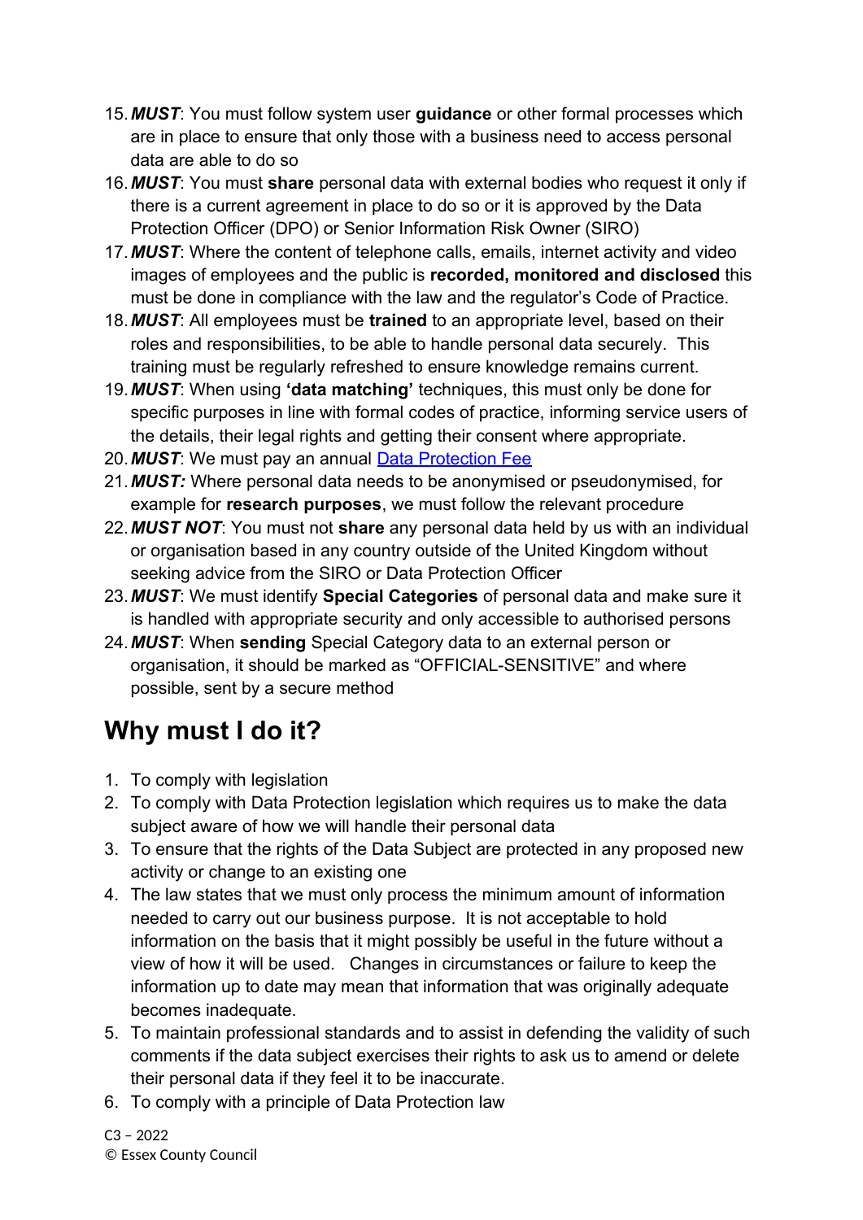15. ***MUST***: You must follow system user **guidance** or other formal processes which are in place to ensure that only those with a business need to access personal data are able to do so
16. ***MUST***: You must **share** personal data with external bodies who request it only if there is a current agreement in place to do so or it is approved by the Data Protection Officer (DPO) or Senior Information Risk Owner (SIRO)
17. ***MUST***: Where the content of telephone calls, emails, internet activity and video images of employees and the public is **recorded, monitored and disclosed** this must be done in compliance with the law and the regulator's Code of Practice.
18. ***MUST***: All employees must be **trained** to an appropriate level, based on their roles and responsibilities, to be able to handle personal data securely. This training must be regularly refreshed to ensure knowledge remains current.
19. ***MUST***: When using **'data matching'** techniques, this must only be done for specific purposes in line with formal codes of practice, informing service users of the details, their legal rights and getting their consent where appropriate.
20. ***MUST***: We must pay an annual [Data Protection Fee]()
21. ***MUST:*** Where personal data needs to be anonymised or pseudonymised, for example for **research purposes**, we must follow the relevant procedure
22. ***MUST NOT***: You must not **share** any personal data held by us with an individual or organisation based in any country outside of the United Kingdom without seeking advice from the SIRO or Data Protection Officer
23. ***MUST***: We must identify **Special Categories** of personal data and make sure it is handled with appropriate security and only accessible to authorised persons
24. ***MUST***: When **sending** Special Category data to an external person or organisation, it should be marked as "OFFICIAL-SENSITIVE" and where possible, sent by a secure method

## Why must I do it?

1. To comply with legislation
2. To comply with Data Protection legislation which requires us to make the data subject aware of how we will handle their personal data
3. To ensure that the rights of the Data Subject are protected in any proposed new activity or change to an existing one
4. The law states that we must only process the minimum amount of information needed to carry out our business purpose. It is not acceptable to hold information on the basis that it might possibly be useful in the future without a view of how it will be used. Changes in circumstances or failure to keep the information up to date may mean that information that was originally adequate becomes inadequate.
5. To maintain professional standards and to assist in defending the validity of such comments if the data subject exercises their rights to ask us to amend or delete their personal data if they feel it to be inaccurate.
6. To comply with a principle of Data Protection law

C3 – 2022
© Essex County Council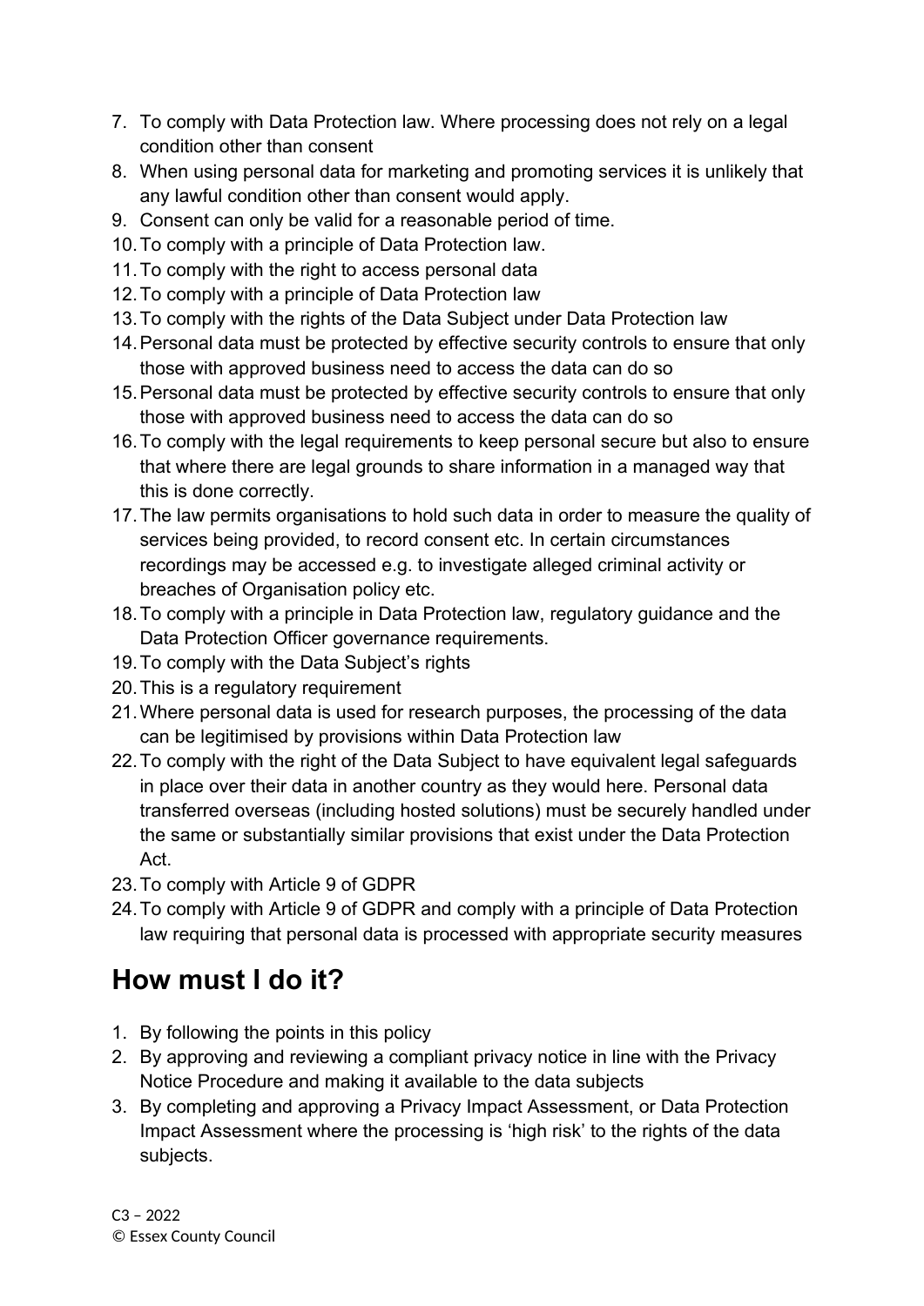7. To comply with Data Protection law. Where processing does not rely on a legal condition other than consent
8. When using personal data for marketing and promoting services it is unlikely that any lawful condition other than consent would apply.
9. Consent can only be valid for a reasonable period of time.
10. To comply with a principle of Data Protection law.
11. To comply with the right to access personal data
12. To comply with a principle of Data Protection law
13. To comply with the rights of the Data Subject under Data Protection law
14. Personal data must be protected by effective security controls to ensure that only those with approved business need to access the data can do so
15. Personal data must be protected by effective security controls to ensure that only those with approved business need to access the data can do so
16. To comply with the legal requirements to keep personal secure but also to ensure that where there are legal grounds to share information in a managed way that this is done correctly.
17. The law permits organisations to hold such data in order to measure the quality of services being provided, to record consent etc. In certain circumstances recordings may be accessed e.g. to investigate alleged criminal activity or breaches of Organisation policy etc.
18. To comply with a principle in Data Protection law, regulatory guidance and the Data Protection Officer governance requirements.
19. To comply with the Data Subject's rights
20. This is a regulatory requirement
21. Where personal data is used for research purposes, the processing of the data can be legitimised by provisions within Data Protection law
22. To comply with the right of the Data Subject to have equivalent legal safeguards in place over their data in another country as they would here. Personal data transferred overseas (including hosted solutions) must be securely handled under the same or substantially similar provisions that exist under the Data Protection Act.
23. To comply with Article 9 of GDPR
24. To comply with Article 9 of GDPR and comply with a principle of Data Protection law requiring that personal data is processed with appropriate security measures

## How must I do it?

1. By following the points in this policy
2. By approving and reviewing a compliant privacy notice in line with the Privacy Notice Procedure and making it available to the data subjects
3. By completing and approving a Privacy Impact Assessment, or Data Protection Impact Assessment where the processing is 'high risk' to the rights of the data subjects.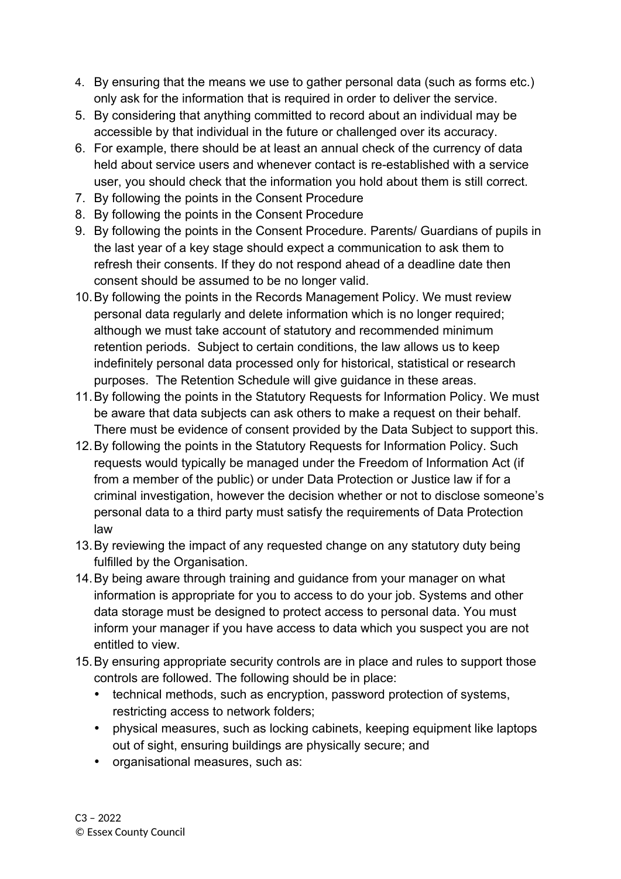4. By ensuring that the means we use to gather personal data (such as forms etc.) only ask for the information that is required in order to deliver the service.
5. By considering that anything committed to record about an individual may be accessible by that individual in the future or challenged over its accuracy.
6. For example, there should be at least an annual check of the currency of data held about service users and whenever contact is re-established with a service user, you should check that the information you hold about them is still correct.
7. By following the points in the Consent Procedure
8. By following the points in the Consent Procedure
9. By following the points in the Consent Procedure. Parents/ Guardians of pupils in the last year of a key stage should expect a communication to ask them to refresh their consents. If they do not respond ahead of a deadline date then consent should be assumed to be no longer valid.
10. By following the points in the Records Management Policy. We must review personal data regularly and delete information which is no longer required; although we must take account of statutory and recommended minimum retention periods. Subject to certain conditions, the law allows us to keep indefinitely personal data processed only for historical, statistical or research purposes. The Retention Schedule will give guidance in these areas.
11. By following the points in the Statutory Requests for Information Policy. We must be aware that data subjects can ask others to make a request on their behalf. There must be evidence of consent provided by the Data Subject to support this.
12. By following the points in the Statutory Requests for Information Policy. Such requests would typically be managed under the Freedom of Information Act (if from a member of the public) or under Data Protection or Justice law if for a criminal investigation, however the decision whether or not to disclose someone's personal data to a third party must satisfy the requirements of Data Protection law
13. By reviewing the impact of any requested change on any statutory duty being fulfilled by the Organisation.
14. By being aware through training and guidance from your manager on what information is appropriate for you to access to do your job. Systems and other data storage must be designed to protect access to personal data. You must inform your manager if you have access to data which you suspect you are not entitled to view.
15. By ensuring appropriate security controls are in place and rules to support those controls are followed. The following should be in place:
    - technical methods, such as encryption, password protection of systems, restricting access to network folders;
    - physical measures, such as locking cabinets, keeping equipment like laptops out of sight, ensuring buildings are physically secure; and
    - organisational measures, such as: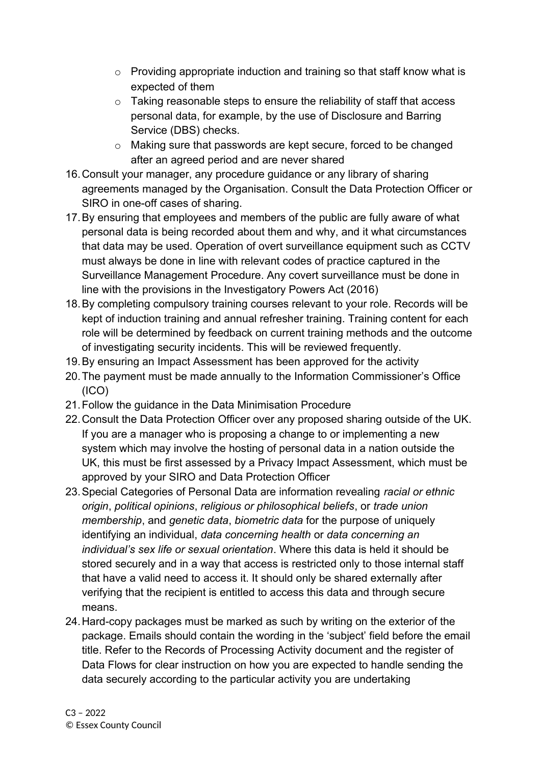- Providing appropriate induction and training so that staff know what is expected of them
  - Taking reasonable steps to ensure the reliability of staff that access personal data, for example, by the use of Disclosure and Barring Service (DBS) checks.
  - Making sure that passwords are kept secure, forced to be changed after an agreed period and are never shared

16. Consult your manager, any procedure guidance or any library of sharing agreements managed by the Organisation. Consult the Data Protection Officer or SIRO in one-off cases of sharing.
17. By ensuring that employees and members of the public are fully aware of what personal data is being recorded about them and why, and it what circumstances that data may be used. Operation of overt surveillance equipment such as CCTV must always be done in line with relevant codes of practice captured in the Surveillance Management Procedure. Any covert surveillance must be done in line with the provisions in the Investigatory Powers Act (2016)
18. By completing compulsory training courses relevant to your role. Records will be kept of induction training and annual refresher training. Training content for each role will be determined by feedback on current training methods and the outcome of investigating security incidents. This will be reviewed frequently.
19. By ensuring an Impact Assessment has been approved for the activity
20. The payment must be made annually to the Information Commissioner's Office (ICO)
21. Follow the guidance in the Data Minimisation Procedure
22. Consult the Data Protection Officer over any proposed sharing outside of the UK. If you are a manager who is proposing a change to or implementing a new system which may involve the hosting of personal data in a nation outside the UK, this must be first assessed by a Privacy Impact Assessment, which must be approved by your SIRO and Data Protection Officer
23. Special Categories of Personal Data are information revealing *racial or ethnic origin*, *political opinions*, *religious or philosophical beliefs*, or *trade union membership*, and *genetic data*, *biometric data* for the purpose of uniquely identifying an individual, *data concerning health* or *data concerning an individual's sex life or sexual orientation*. Where this data is held it should be stored securely and in a way that access is restricted only to those internal staff that have a valid need to access it. It should only be shared externally after verifying that the recipient is entitled to access this data and through secure means.
24. Hard-copy packages must be marked as such by writing on the exterior of the package. Emails should contain the wording in the 'subject' field before the email title. Refer to the Records of Processing Activity document and the register of Data Flows for clear instruction on how you are expected to handle sending the data securely according to the particular activity you are undertaking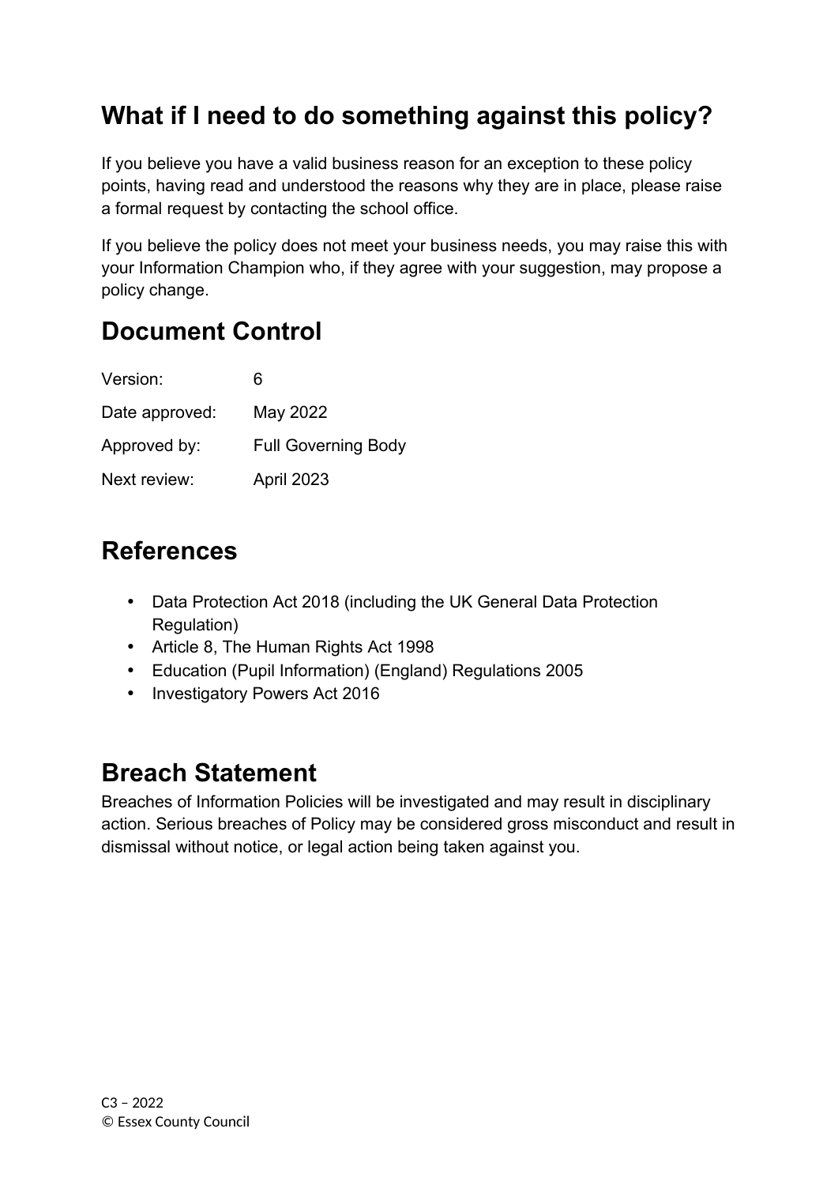## What if I need to do something against this policy?

If you believe you have a valid business reason for an exception to these policy points, having read and understood the reasons why they are in place, please raise a formal request by contacting the school office.

If you believe the policy does not meet your business needs, you may raise this with your Information Champion who, if they agree with your suggestion, may propose a policy change.

## Document Control

| | |
|---|---|
| Version: | 6 |
| Date approved: | May 2022 |
| Approved by: | Full Governing Body |
| Next review: | April 2023 |

## References

- Data Protection Act 2018 (including the UK General Data Protection Regulation)
- Article 8, The Human Rights Act 1998
- Education (Pupil Information) (England) Regulations 2005
- Investigatory Powers Act 2016

## Breach Statement

Breaches of Information Policies will be investigated and may result in disciplinary action. Serious breaches of Policy may be considered gross misconduct and result in dismissal without notice, or legal action being taken against you.